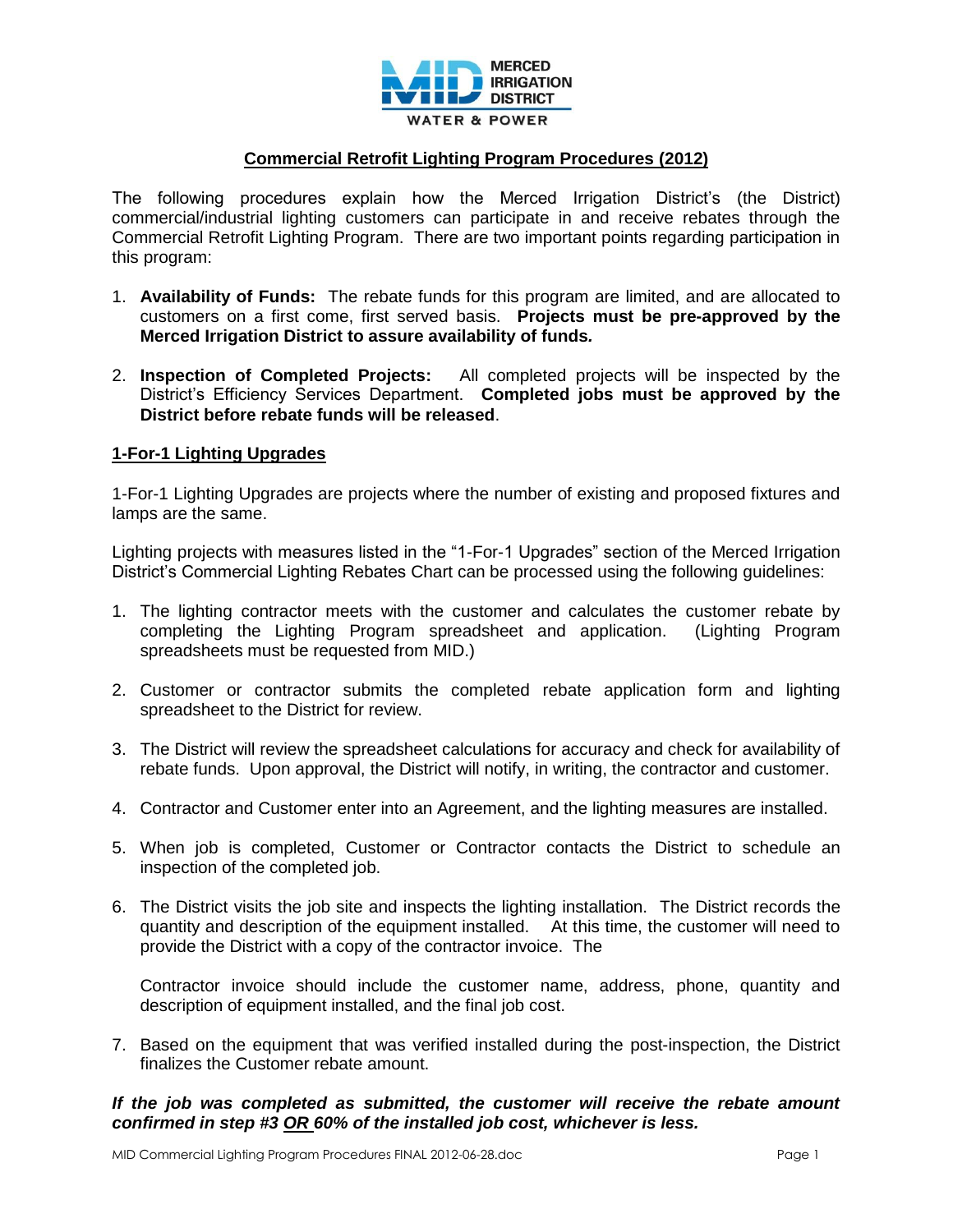# Commercial Retrofit Lighting Program Procedures (2012)

The following procedures explain how the Merced Irrigation District's (the District) commercial/industrial lighting customers can participate in and receive rebates through the Commercial Retrofit Lighting Program. There are two important points regarding participation in this program:

1. **Availability of Funds:** The rebate funds for this program are limited, and are allocated to customers on a first come, first served basis. **Projects must be pre-approved by the Merced Irrigation District to assure availability of funds.**

2. **Inspection of Completed Projects:** All completed projects will be inspected by the District's Efficiency Services Department. **Completed jobs must be approved by the District before rebate funds will be released**.

## 1-For-1 Lighting Upgrades

1-For-1 Lighting Upgrades are projects where the number of existing and proposed fixtures and lamps are the same.

Lighting projects with measures listed in the "1-For-1 Upgrades" section of the Merced Irrigation District's Commercial Lighting Rebates Chart can be processed using the following guidelines:

1. The lighting contractor meets with the customer and calculates the customer rebate by completing the Lighting Program spreadsheet and application. (Lighting Program spreadsheets must be requested from MID.)

2. Customer or contractor submits the completed rebate application form and lighting spreadsheet to the District for review.

3. The District will review the spreadsheet calculations for accuracy and check for availability of rebate funds. Upon approval, the District will notify, in writing, the contractor and customer.

4. Contractor and Customer enter into an Agreement, and the lighting measures are installed.

5. When job is completed, Customer or Contractor contacts the District to schedule an inspection of the completed job.

6. The District visits the job site and inspects the lighting installation. The District records the quantity and description of the equipment installed. At this time, the customer will need to provide the District with a copy of the contractor invoice. The

   Contractor invoice should include the customer name, address, phone, quantity and description of equipment installed, and the final job cost.

7. Based on the equipment that was verified installed during the post-inspection, the District finalizes the Customer rebate amount.

***If the job was completed as submitted, the customer will receive the rebate amount confirmed in step #3 OR 60% of the installed job cost, whichever is less.***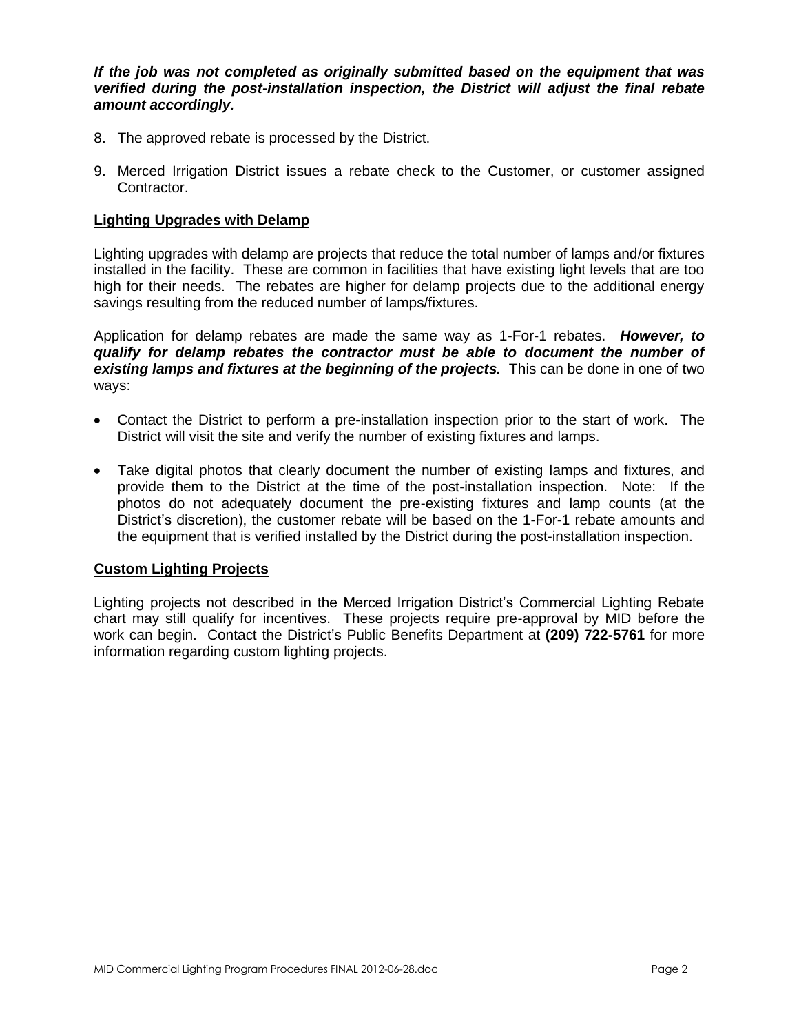***If the job was not completed as originally submitted based on the equipment that was verified during the post-installation inspection, the District will adjust the final rebate amount accordingly.***

8. The approved rebate is processed by the District.

9. Merced Irrigation District issues a rebate check to the Customer, or customer assigned Contractor.

## Lighting Upgrades with Delamp

Lighting upgrades with delamp are projects that reduce the total number of lamps and/or fixtures installed in the facility. These are common in facilities that have existing light levels that are too high for their needs. The rebates are higher for delamp projects due to the additional energy savings resulting from the reduced number of lamps/fixtures.

Application for delamp rebates are made the same way as 1-For-1 rebates. ***However, to qualify for delamp rebates the contractor must be able to document the number of existing lamps and fixtures at the beginning of the projects.*** This can be done in one of two ways:

- Contact the District to perform a pre-installation inspection prior to the start of work. The District will visit the site and verify the number of existing fixtures and lamps.
- Take digital photos that clearly document the number of existing lamps and fixtures, and provide them to the District at the time of the post-installation inspection. Note: If the photos do not adequately document the pre-existing fixtures and lamp counts (at the District's discretion), the customer rebate will be based on the 1-For-1 rebate amounts and the equipment that is verified installed by the District during the post-installation inspection.

## Custom Lighting Projects

Lighting projects not described in the Merced Irrigation District's Commercial Lighting Rebate chart may still qualify for incentives. These projects require pre-approval by MID before the work can begin. Contact the District's Public Benefits Department at **(209) 722-5761** for more information regarding custom lighting projects.